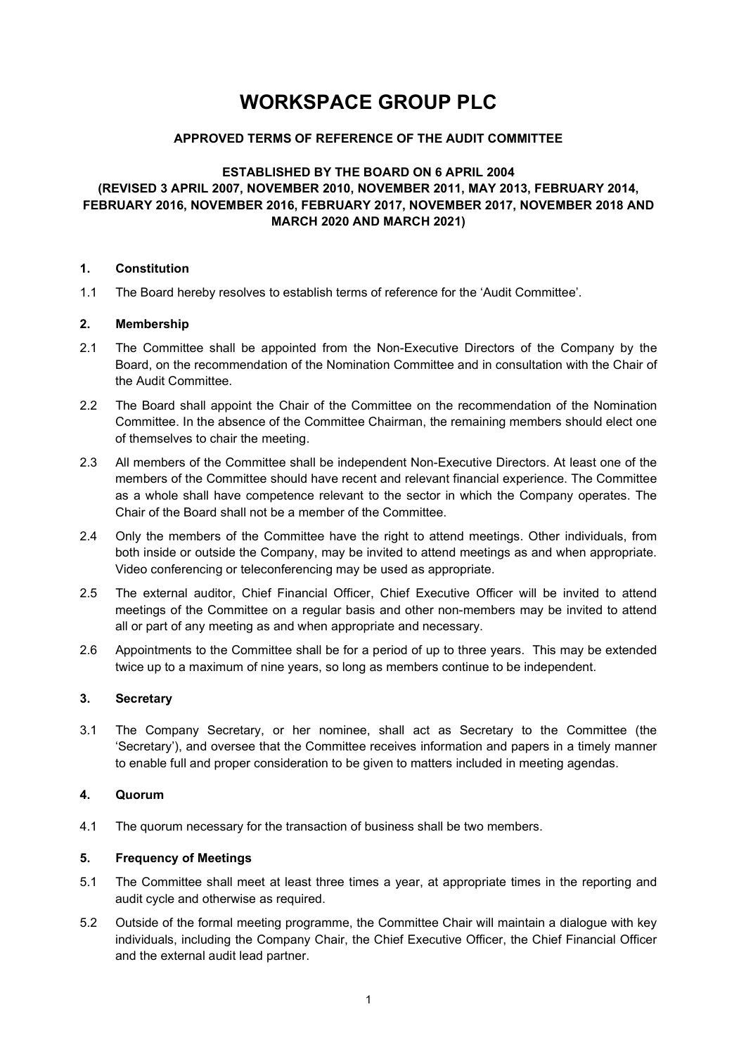# WORKSPACE GROUP PLC

**APPROVED TERMS OF REFERENCE OF THE AUDIT COMMITTEE**

**ESTABLISHED BY THE BOARD ON 6 APRIL 2004**
**(REVISED 3 APRIL 2007, NOVEMBER 2010, NOVEMBER 2011, MAY 2013, FEBRUARY 2014, FEBRUARY 2016, NOVEMBER 2016, FEBRUARY 2017, NOVEMBER 2017, NOVEMBER 2018 AND MARCH 2020 AND MARCH 2021)**

## 1. Constitution

1.1 The Board hereby resolves to establish terms of reference for the 'Audit Committee'.

## 2. Membership

2.1 The Committee shall be appointed from the Non-Executive Directors of the Company by the Board, on the recommendation of the Nomination Committee and in consultation with the Chair of the Audit Committee.

2.2 The Board shall appoint the Chair of the Committee on the recommendation of the Nomination Committee. In the absence of the Committee Chairman, the remaining members should elect one of themselves to chair the meeting.

2.3 All members of the Committee shall be independent Non-Executive Directors. At least one of the members of the Committee should have recent and relevant financial experience. The Committee as a whole shall have competence relevant to the sector in which the Company operates. The Chair of the Board shall not be a member of the Committee.

2.4 Only the members of the Committee have the right to attend meetings. Other individuals, from both inside or outside the Company, may be invited to attend meetings as and when appropriate. Video conferencing or teleconferencing may be used as appropriate.

2.5 The external auditor, Chief Financial Officer, Chief Executive Officer will be invited to attend meetings of the Committee on a regular basis and other non-members may be invited to attend all or part of any meeting as and when appropriate and necessary.

2.6 Appointments to the Committee shall be for a period of up to three years. This may be extended twice up to a maximum of nine years, so long as members continue to be independent.

## 3. Secretary

3.1 The Company Secretary, or her nominee, shall act as Secretary to the Committee (the 'Secretary'), and oversee that the Committee receives information and papers in a timely manner to enable full and proper consideration to be given to matters included in meeting agendas.

## 4. Quorum

4.1 The quorum necessary for the transaction of business shall be two members.

## 5. Frequency of Meetings

5.1 The Committee shall meet at least three times a year, at appropriate times in the reporting and audit cycle and otherwise as required.

5.2 Outside of the formal meeting programme, the Committee Chair will maintain a dialogue with key individuals, including the Company Chair, the Chief Executive Officer, the Chief Financial Officer and the external audit lead partner.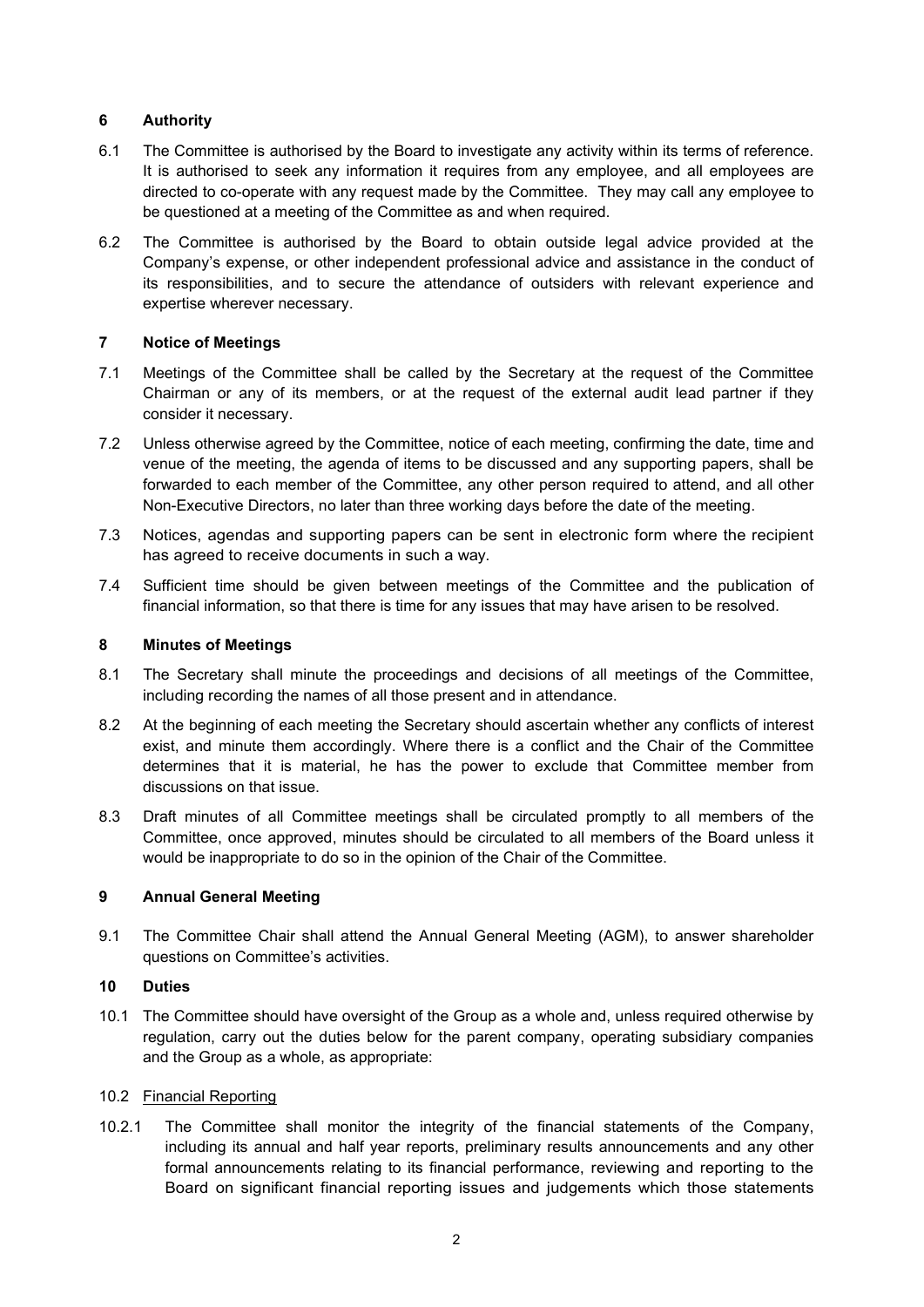## 6 Authority

6.1 The Committee is authorised by the Board to investigate any activity within its terms of reference. It is authorised to seek any information it requires from any employee, and all employees are directed to co-operate with any request made by the Committee. They may call any employee to be questioned at a meeting of the Committee as and when required.

6.2 The Committee is authorised by the Board to obtain outside legal advice provided at the Company's expense, or other independent professional advice and assistance in the conduct of its responsibilities, and to secure the attendance of outsiders with relevant experience and expertise wherever necessary.

## 7 Notice of Meetings

7.1 Meetings of the Committee shall be called by the Secretary at the request of the Committee Chairman or any of its members, or at the request of the external audit lead partner if they consider it necessary.

7.2 Unless otherwise agreed by the Committee, notice of each meeting, confirming the date, time and venue of the meeting, the agenda of items to be discussed and any supporting papers, shall be forwarded to each member of the Committee, any other person required to attend, and all other Non-Executive Directors, no later than three working days before the date of the meeting.

7.3 Notices, agendas and supporting papers can be sent in electronic form where the recipient has agreed to receive documents in such a way.

7.4 Sufficient time should be given between meetings of the Committee and the publication of financial information, so that there is time for any issues that may have arisen to be resolved.

## 8 Minutes of Meetings

8.1 The Secretary shall minute the proceedings and decisions of all meetings of the Committee, including recording the names of all those present and in attendance.

8.2 At the beginning of each meeting the Secretary should ascertain whether any conflicts of interest exist, and minute them accordingly. Where there is a conflict and the Chair of the Committee determines that it is material, he has the power to exclude that Committee member from discussions on that issue.

8.3 Draft minutes of all Committee meetings shall be circulated promptly to all members of the Committee, once approved, minutes should be circulated to all members of the Board unless it would be inappropriate to do so in the opinion of the Chair of the Committee.

## 9 Annual General Meeting

9.1 The Committee Chair shall attend the Annual General Meeting (AGM), to answer shareholder questions on Committee's activities.

## 10 Duties

10.1 The Committee should have oversight of the Group as a whole and, unless required otherwise by regulation, carry out the duties below for the parent company, operating subsidiary companies and the Group as a whole, as appropriate:

10.2 <u>Financial Reporting</u>

10.2.1 The Committee shall monitor the integrity of the financial statements of the Company, including its annual and half year reports, preliminary results announcements and any other formal announcements relating to its financial performance, reviewing and reporting to the Board on significant financial reporting issues and judgements which those statements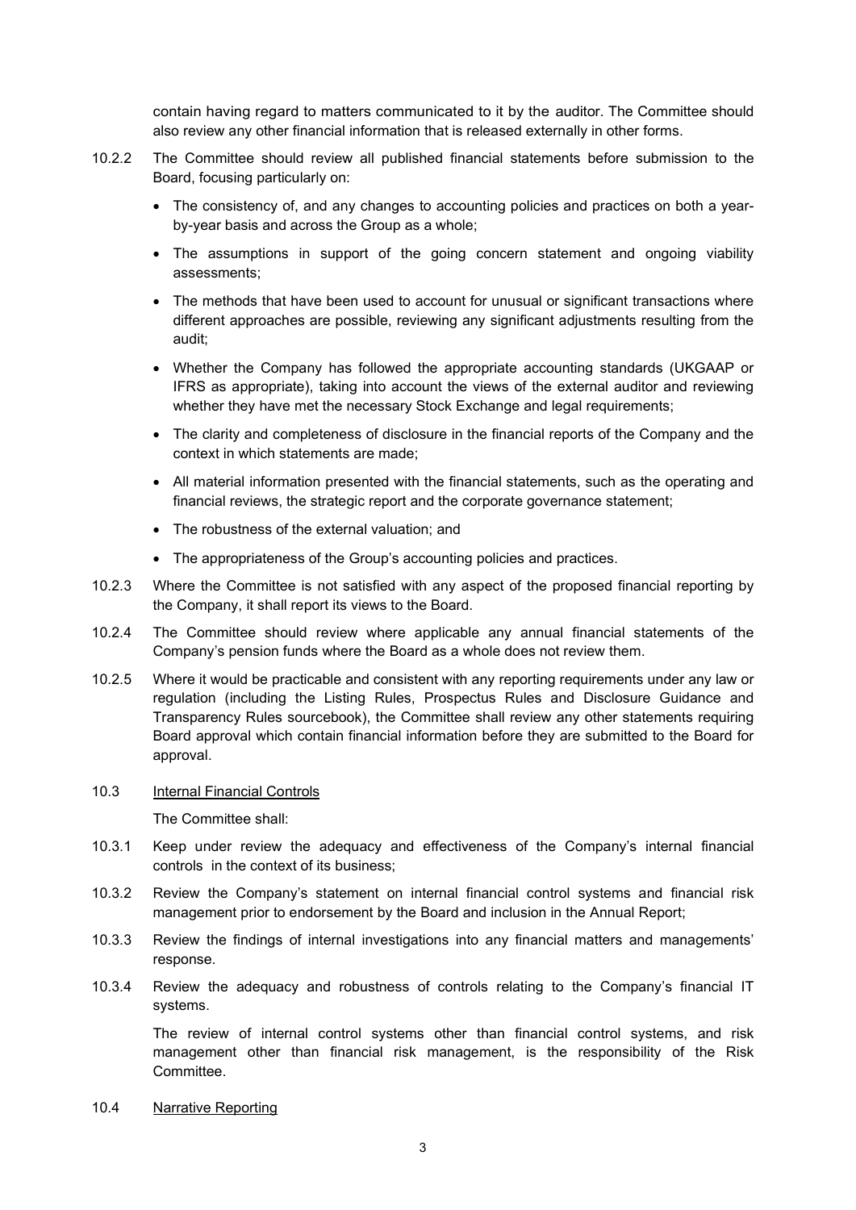contain having regard to matters communicated to it by the auditor. The Committee should also review any other financial information that is released externally in other forms.

10.2.2 The Committee should review all published financial statements before submission to the Board, focusing particularly on:

- The consistency of, and any changes to accounting policies and practices on both a year-by-year basis and across the Group as a whole;
- The assumptions in support of the going concern statement and ongoing viability assessments;
- The methods that have been used to account for unusual or significant transactions where different approaches are possible, reviewing any significant adjustments resulting from the audit;
- Whether the Company has followed the appropriate accounting standards (UKGAAP or IFRS as appropriate), taking into account the views of the external auditor and reviewing whether they have met the necessary Stock Exchange and legal requirements;
- The clarity and completeness of disclosure in the financial reports of the Company and the context in which statements are made;
- All material information presented with the financial statements, such as the operating and financial reviews, the strategic report and the corporate governance statement;
- The robustness of the external valuation; and
- The appropriateness of the Group's accounting policies and practices.

10.2.3 Where the Committee is not satisfied with any aspect of the proposed financial reporting by the Company, it shall report its views to the Board.

10.2.4 The Committee should review where applicable any annual financial statements of the Company's pension funds where the Board as a whole does not review them.

10.2.5 Where it would be practicable and consistent with any reporting requirements under any law or regulation (including the Listing Rules, Prospectus Rules and Disclosure Guidance and Transparency Rules sourcebook), the Committee shall review any other statements requiring Board approval which contain financial information before they are submitted to the Board for approval.

10.3 Internal Financial Controls

The Committee shall:

10.3.1 Keep under review the adequacy and effectiveness of the Company's internal financial controls in the context of its business;

10.3.2 Review the Company's statement on internal financial control systems and financial risk management prior to endorsement by the Board and inclusion in the Annual Report;

10.3.3 Review the findings of internal investigations into any financial matters and managements' response.

10.3.4 Review the adequacy and robustness of controls relating to the Company's financial IT systems.

The review of internal control systems other than financial control systems, and risk management other than financial risk management, is the responsibility of the Risk Committee.

10.4 Narrative Reporting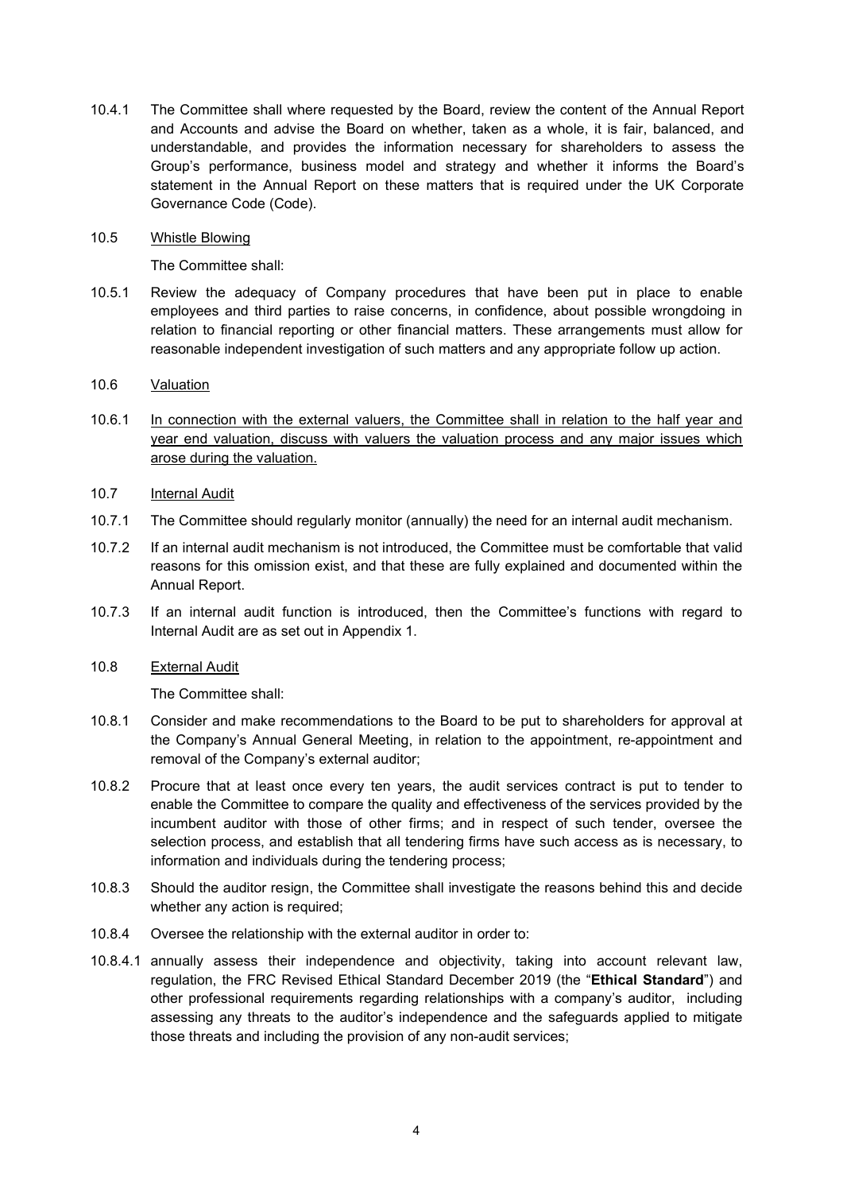10.4.1 The Committee shall where requested by the Board, review the content of the Annual Report and Accounts and advise the Board on whether, taken as a whole, it is fair, balanced, and understandable, and provides the information necessary for shareholders to assess the Group's performance, business model and strategy and whether it informs the Board's statement in the Annual Report on these matters that is required under the UK Corporate Governance Code (Code).

10.5 <u>Whistle Blowing</u>

The Committee shall:

10.5.1 Review the adequacy of Company procedures that have been put in place to enable employees and third parties to raise concerns, in confidence, about possible wrongdoing in relation to financial reporting or other financial matters. These arrangements must allow for reasonable independent investigation of such matters and any appropriate follow up action.

10.6 <u>Valuation</u>

10.6.1 <u>In connection with the external valuers, the Committee shall in relation to the half year and year end valuation, discuss with valuers the valuation process and any major issues which arose during the valuation.</u>

10.7 <u>Internal Audit</u>

10.7.1 The Committee should regularly monitor (annually) the need for an internal audit mechanism.

10.7.2 If an internal audit mechanism is not introduced, the Committee must be comfortable that valid reasons for this omission exist, and that these are fully explained and documented within the Annual Report.

10.7.3 If an internal audit function is introduced, then the Committee's functions with regard to Internal Audit are as set out in Appendix 1.

10.8 <u>External Audit</u>

The Committee shall:

10.8.1 Consider and make recommendations to the Board to be put to shareholders for approval at the Company's Annual General Meeting, in relation to the appointment, re-appointment and removal of the Company's external auditor;

10.8.2 Procure that at least once every ten years, the audit services contract is put to tender to enable the Committee to compare the quality and effectiveness of the services provided by the incumbent auditor with those of other firms; and in respect of such tender, oversee the selection process, and establish that all tendering firms have such access as is necessary, to information and individuals during the tendering process;

10.8.3 Should the auditor resign, the Committee shall investigate the reasons behind this and decide whether any action is required;

10.8.4 Oversee the relationship with the external auditor in order to:

10.8.4.1 annually assess their independence and objectivity, taking into account relevant law, regulation, the FRC Revised Ethical Standard December 2019 (the "**Ethical Standard**") and other professional requirements regarding relationships with a company's auditor, including assessing any threats to the auditor's independence and the safeguards applied to mitigate those threats and including the provision of any non-audit services;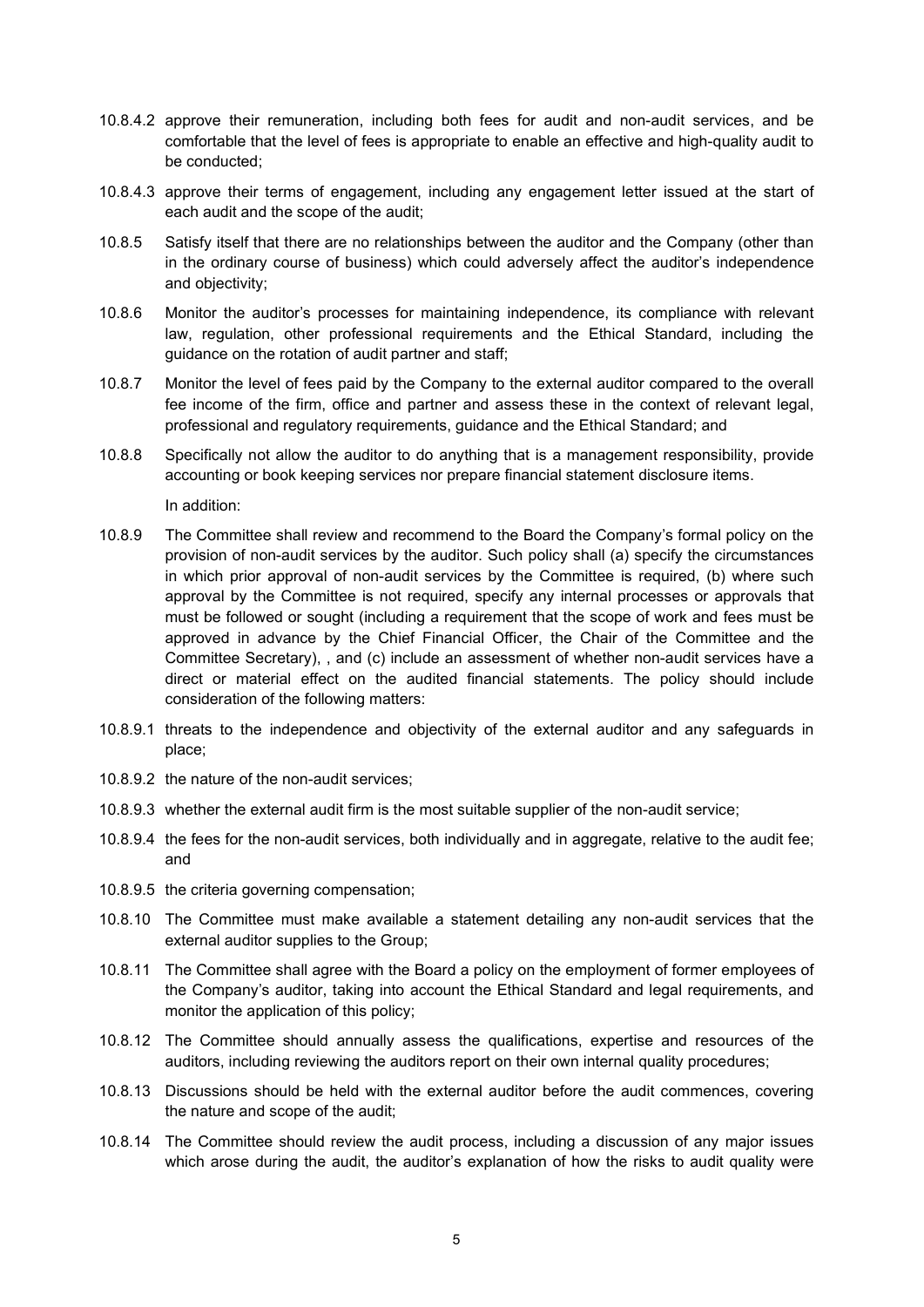10.8.4.2 approve their remuneration, including both fees for audit and non-audit services, and be comfortable that the level of fees is appropriate to enable an effective and high-quality audit to be conducted;

10.8.4.3 approve their terms of engagement, including any engagement letter issued at the start of each audit and the scope of the audit;

10.8.5 Satisfy itself that there are no relationships between the auditor and the Company (other than in the ordinary course of business) which could adversely affect the auditor's independence and objectivity;

10.8.6 Monitor the auditor's processes for maintaining independence, its compliance with relevant law, regulation, other professional requirements and the Ethical Standard, including the guidance on the rotation of audit partner and staff;

10.8.7 Monitor the level of fees paid by the Company to the external auditor compared to the overall fee income of the firm, office and partner and assess these in the context of relevant legal, professional and regulatory requirements, guidance and the Ethical Standard; and

10.8.8 Specifically not allow the auditor to do anything that is a management responsibility, provide accounting or book keeping services nor prepare financial statement disclosure items.

In addition:

10.8.9 The Committee shall review and recommend to the Board the Company's formal policy on the provision of non-audit services by the auditor. Such policy shall (a) specify the circumstances in which prior approval of non-audit services by the Committee is required, (b) where such approval by the Committee is not required, specify any internal processes or approvals that must be followed or sought (including a requirement that the scope of work and fees must be approved in advance by the Chief Financial Officer, the Chair of the Committee and the Committee Secretary), , and (c) include an assessment of whether non-audit services have a direct or material effect on the audited financial statements. The policy should include consideration of the following matters:

10.8.9.1 threats to the independence and objectivity of the external auditor and any safeguards in place;

10.8.9.2 the nature of the non-audit services;

10.8.9.3 whether the external audit firm is the most suitable supplier of the non-audit service;

10.8.9.4 the fees for the non-audit services, both individually and in aggregate, relative to the audit fee; and

10.8.9.5 the criteria governing compensation;

10.8.10 The Committee must make available a statement detailing any non-audit services that the external auditor supplies to the Group;

10.8.11 The Committee shall agree with the Board a policy on the employment of former employees of the Company's auditor, taking into account the Ethical Standard and legal requirements, and monitor the application of this policy;

10.8.12 The Committee should annually assess the qualifications, expertise and resources of the auditors, including reviewing the auditors report on their own internal quality procedures;

10.8.13 Discussions should be held with the external auditor before the audit commences, covering the nature and scope of the audit;

10.8.14 The Committee should review the audit process, including a discussion of any major issues which arose during the audit, the auditor's explanation of how the risks to audit quality were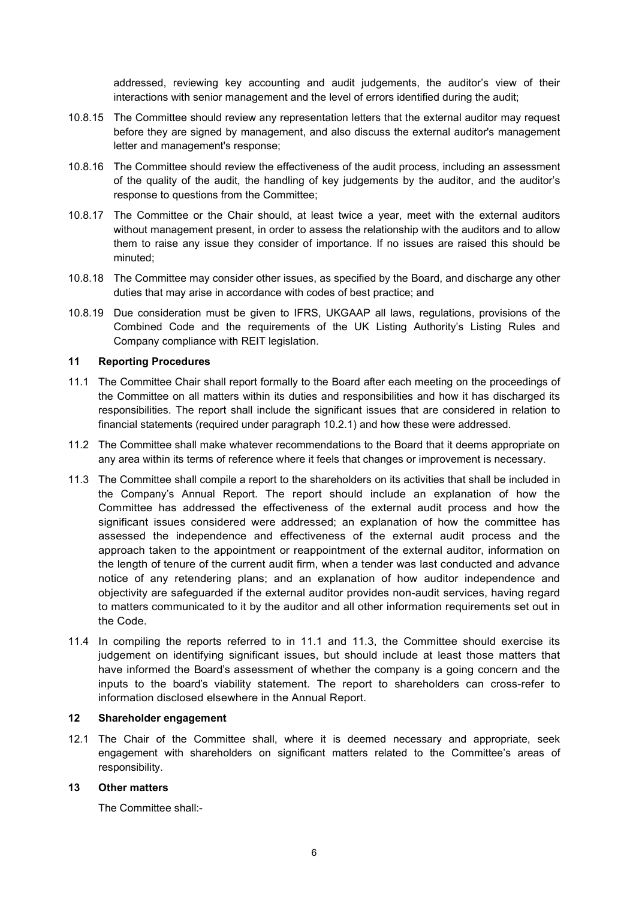addressed, reviewing key accounting and audit judgements, the auditor's view of their interactions with senior management and the level of errors identified during the audit;

10.8.15 The Committee should review any representation letters that the external auditor may request before they are signed by management, and also discuss the external auditor's management letter and management's response;

10.8.16 The Committee should review the effectiveness of the audit process, including an assessment of the quality of the audit, the handling of key judgements by the auditor, and the auditor's response to questions from the Committee;

10.8.17 The Committee or the Chair should, at least twice a year, meet with the external auditors without management present, in order to assess the relationship with the auditors and to allow them to raise any issue they consider of importance. If no issues are raised this should be minuted;

10.8.18 The Committee may consider other issues, as specified by the Board, and discharge any other duties that may arise in accordance with codes of best practice; and

10.8.19 Due consideration must be given to IFRS, UKGAAP all laws, regulations, provisions of the Combined Code and the requirements of the UK Listing Authority's Listing Rules and Company compliance with REIT legislation.

## 11 Reporting Procedures

11.1 The Committee Chair shall report formally to the Board after each meeting on the proceedings of the Committee on all matters within its duties and responsibilities and how it has discharged its responsibilities. The report shall include the significant issues that are considered in relation to financial statements (required under paragraph 10.2.1) and how these were addressed.

11.2 The Committee shall make whatever recommendations to the Board that it deems appropriate on any area within its terms of reference where it feels that changes or improvement is necessary.

11.3 The Committee shall compile a report to the shareholders on its activities that shall be included in the Company's Annual Report. The report should include an explanation of how the Committee has addressed the effectiveness of the external audit process and how the significant issues considered were addressed; an explanation of how the committee has assessed the independence and effectiveness of the external audit process and the approach taken to the appointment or reappointment of the external auditor, information on the length of tenure of the current audit firm, when a tender was last conducted and advance notice of any retendering plans; and an explanation of how auditor independence and objectivity are safeguarded if the external auditor provides non-audit services, having regard to matters communicated to it by the auditor and all other information requirements set out in the Code.

11.4 In compiling the reports referred to in 11.1 and 11.3, the Committee should exercise its judgement on identifying significant issues, but should include at least those matters that have informed the Board's assessment of whether the company is a going concern and the inputs to the board's viability statement. The report to shareholders can cross-refer to information disclosed elsewhere in the Annual Report.

## 12 Shareholder engagement

12.1 The Chair of the Committee shall, where it is deemed necessary and appropriate, seek engagement with shareholders on significant matters related to the Committee's areas of responsibility.

## 13 Other matters

The Committee shall:-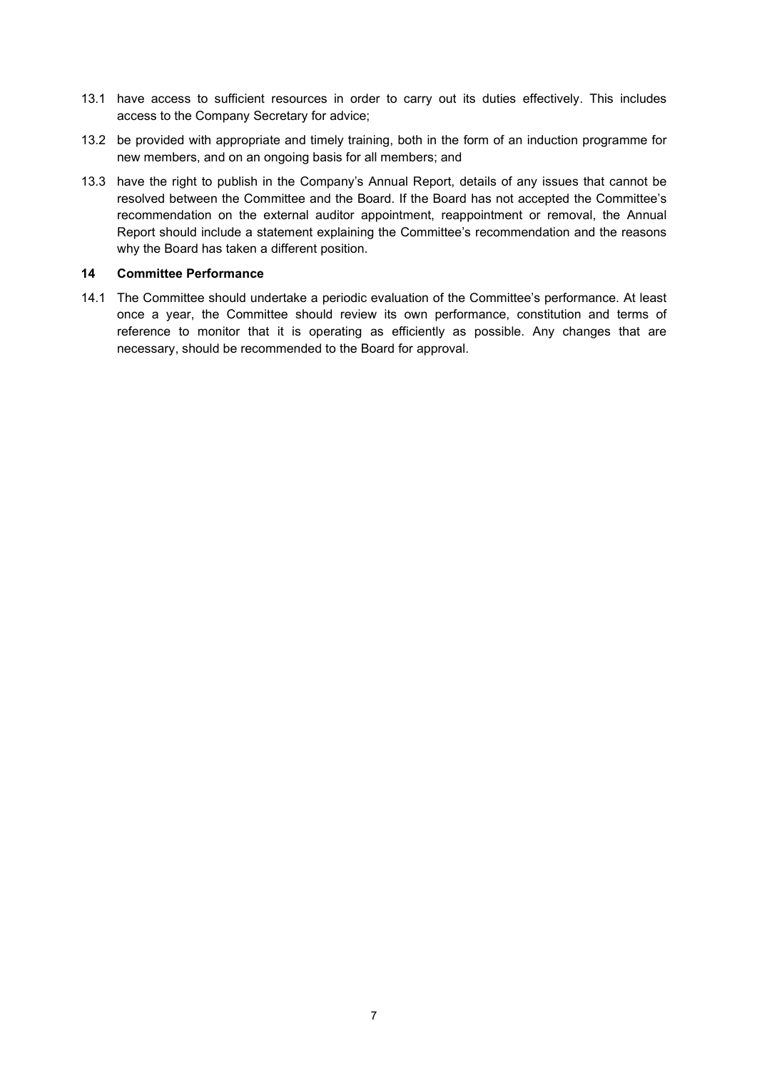13.1 have access to sufficient resources in order to carry out its duties effectively. This includes access to the Company Secretary for advice;

13.2 be provided with appropriate and timely training, both in the form of an induction programme for new members, and on an ongoing basis for all members; and

13.3 have the right to publish in the Company's Annual Report, details of any issues that cannot be resolved between the Committee and the Board. If the Board has not accepted the Committee's recommendation on the external auditor appointment, reappointment or removal, the Annual Report should include a statement explaining the Committee's recommendation and the reasons why the Board has taken a different position.

## 14 Committee Performance

14.1 The Committee should undertake a periodic evaluation of the Committee's performance. At least once a year, the Committee should review its own performance, constitution and terms of reference to monitor that it is operating as efficiently as possible. Any changes that are necessary, should be recommended to the Board for approval.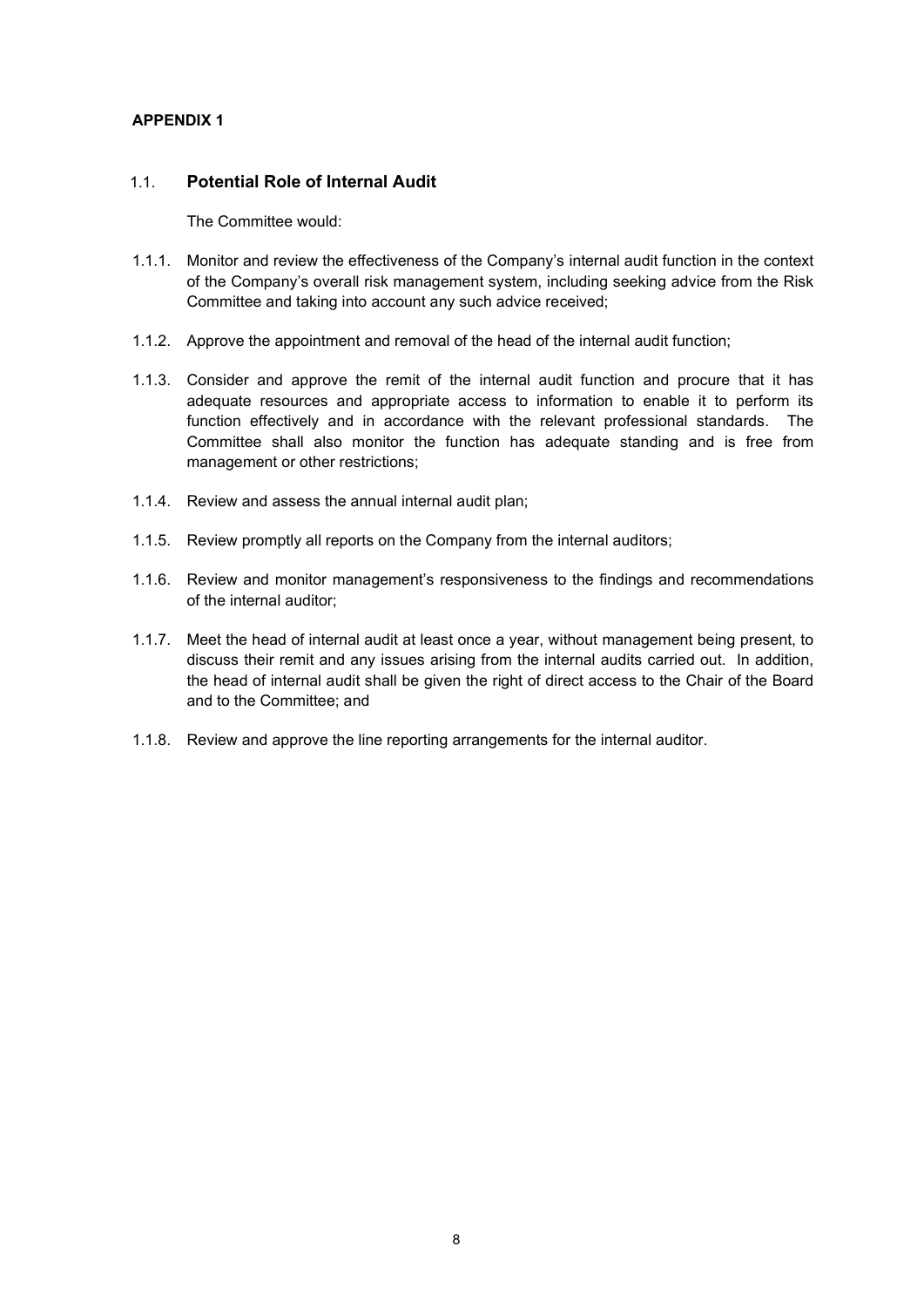**APPENDIX 1**

## 1.1. Potential Role of Internal Audit

The Committee would:

1.1.1. Monitor and review the effectiveness of the Company's internal audit function in the context of the Company's overall risk management system, including seeking advice from the Risk Committee and taking into account any such advice received;

1.1.2. Approve the appointment and removal of the head of the internal audit function;

1.1.3. Consider and approve the remit of the internal audit function and procure that it has adequate resources and appropriate access to information to enable it to perform its function effectively and in accordance with the relevant professional standards. The Committee shall also monitor the function has adequate standing and is free from management or other restrictions;

1.1.4. Review and assess the annual internal audit plan;

1.1.5. Review promptly all reports on the Company from the internal auditors;

1.1.6. Review and monitor management's responsiveness to the findings and recommendations of the internal auditor;

1.1.7. Meet the head of internal audit at least once a year, without management being present, to discuss their remit and any issues arising from the internal audits carried out. In addition, the head of internal audit shall be given the right of direct access to the Chair of the Board and to the Committee; and

1.1.8. Review and approve the line reporting arrangements for the internal auditor.